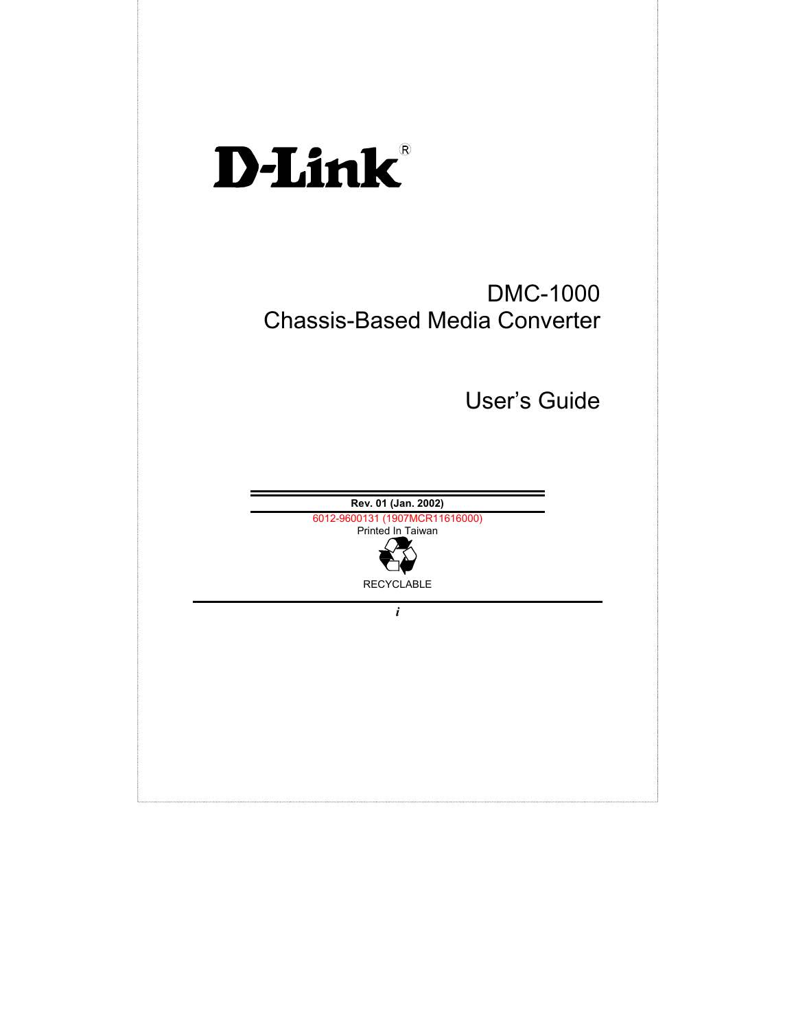# D-Link®

## DMC-1000
## Chassis-Based Media Converter

## User's Guide

**Rev. 01 (Jan. 2002)**

6012-9600131 (1907MCR11616000)

Printed In Taiwan

RECYCLABLE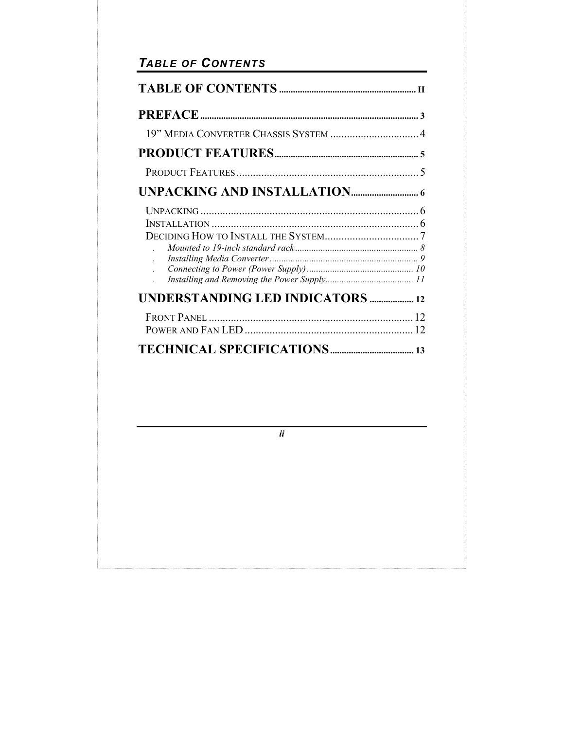# *TABLE OF CONTENTS*

**TABLE OF CONTENTS** .......... II

**PREFACE** .......... 3

19" MEDIA CONVERTER CHASSIS SYSTEM .......... 4

**PRODUCT FEATURES** .......... 5

PRODUCT FEATURES .......... 5

**UNPACKING AND INSTALLATION** .......... 6

UNPACKING .......... 6
INSTALLATION .......... 6
DECIDING HOW TO INSTALL THE SYSTEM .......... 7

- *Mounted to 19-inch standard rack* .......... 8
- *Installing Media Converter* .......... 9
- *Connecting to Power (Power Supply)* .......... 10
- *Installing and Removing the Power Supply* .......... 11

**UNDERSTANDING LED INDICATORS** .......... 12

FRONT PANEL .......... 12
POWER AND FAN LED .......... 12

**TECHNICAL SPECIFICATIONS** .......... 13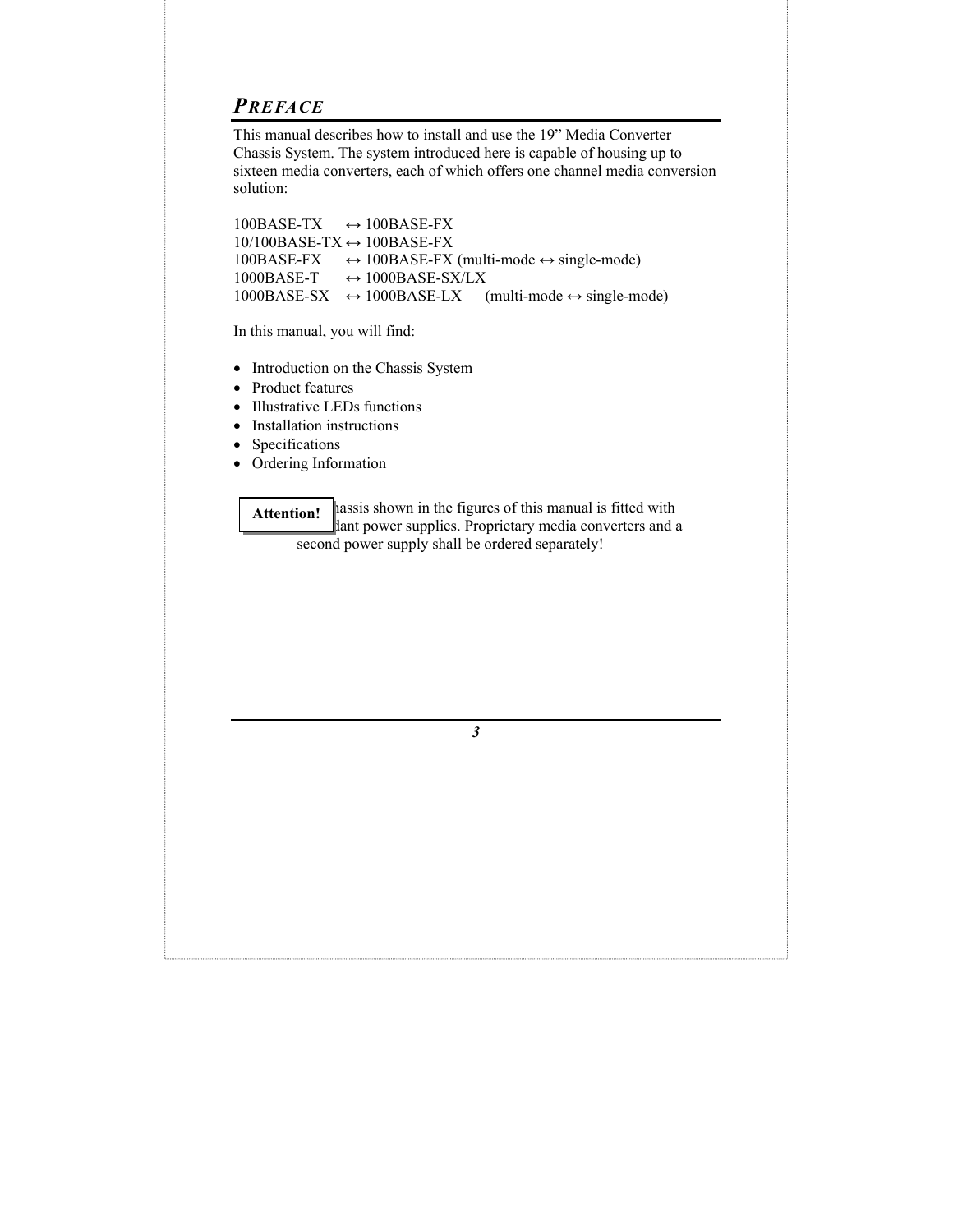# PREFACE

This manual describes how to install and use the 19" Media Converter Chassis System. The system introduced here is capable of housing up to sixteen media converters, each of which offers one channel media conversion solution:

100BASE-TX ↔ 100BASE-FX
10/100BASE-TX ↔ 100BASE-FX
100BASE-FX ↔ 100BASE-FX (multi-mode ↔ single-mode)
1000BASE-T ↔ 1000BASE-SX/LX
1000BASE-SX ↔ 1000BASE-LX (multi-mode ↔ single-mode)

In this manual, you will find:

- Introduction on the Chassis System
- Product features
- Illustrative LEDs functions
- Installation instructions
- Specifications
- Ordering Information

**Attention!** hassis shown in the figures of this manual is fitted with dant power supplies. Proprietary media converters and a second power supply shall be ordered separately!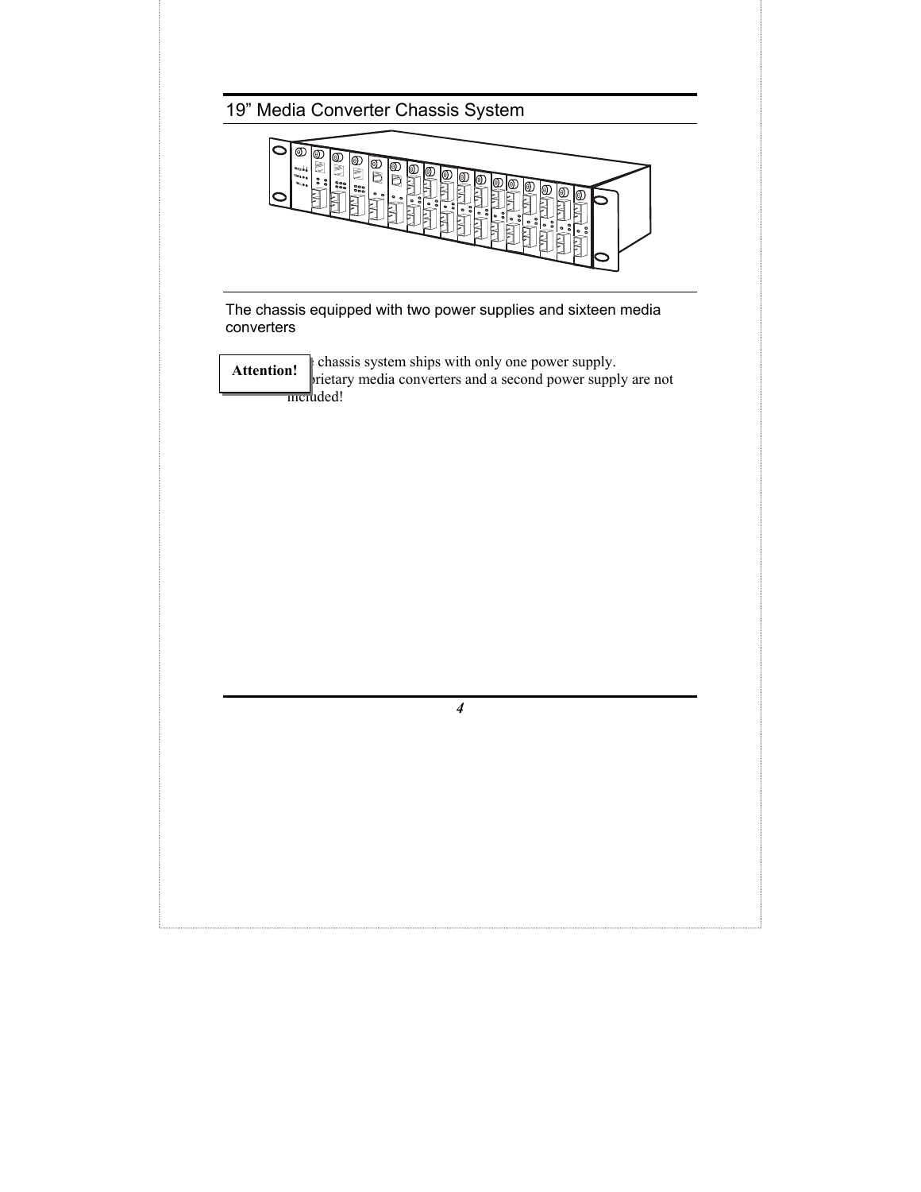## 19" Media Converter Chassis System

The chassis equipped with two power supplies and sixteen media converters

**Attention!** The chassis system ships with only one power supply. Proprietary media converters and a second power supply are not included!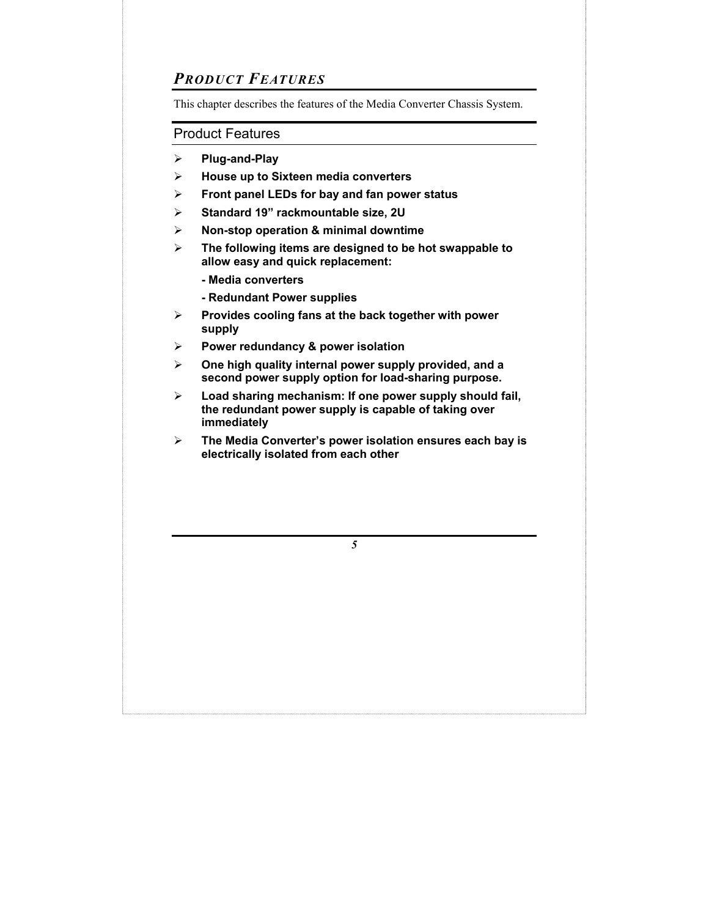# *PRODUCT FEATURES*

This chapter describes the features of the Media Converter Chassis System.

## Product Features

- **Plug-and-Play**
- **House up to Sixteen media converters**
- **Front panel LEDs for bay and fan power status**
- **Standard 19" rackmountable size, 2U**
- **Non-stop operation & minimal downtime**
- **The following items are designed to be hot swappable to allow easy and quick replacement:**

  **- Media converters**

  **- Redundant Power supplies**
- **Provides cooling fans at the back together with power supply**
- **Power redundancy & power isolation**
- **One high quality internal power supply provided, and a second power supply option for load-sharing purpose.**
- **Load sharing mechanism: If one power supply should fail, the redundant power supply is capable of taking over immediately**
- **The Media Converter's power isolation ensures each bay is electrically isolated from each other**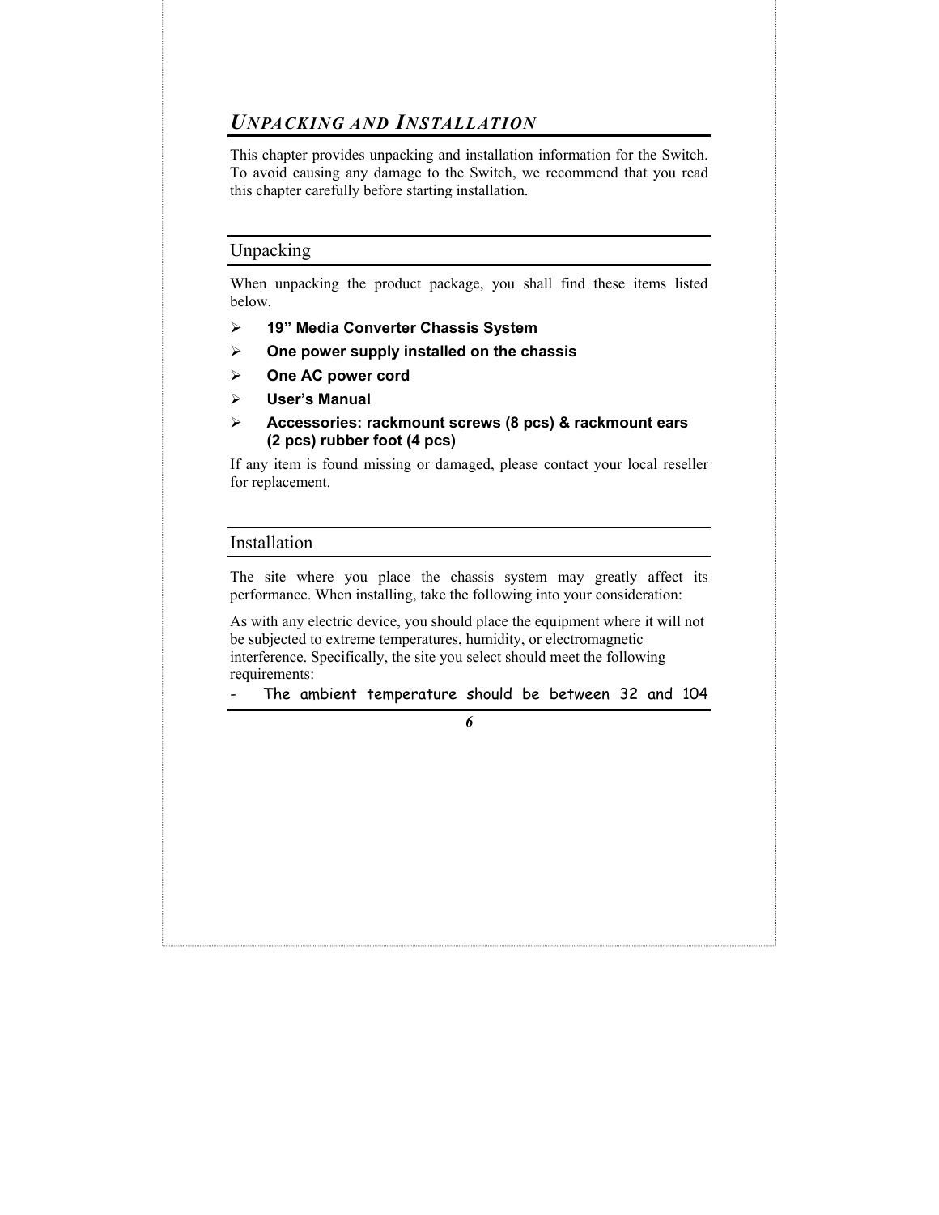# UNPACKING AND INSTALLATION

This chapter provides unpacking and installation information for the Switch. To avoid causing any damage to the Switch, we recommend that you read this chapter carefully before starting installation.

## Unpacking

When unpacking the product package, you shall find these items listed below.

- **19" Media Converter Chassis System**
- **One power supply installed on the chassis**
- **One AC power cord**
- **User's Manual**
- **Accessories: rackmount screws (8 pcs) & rackmount ears (2 pcs) rubber foot (4 pcs)**

If any item is found missing or damaged, please contact your local reseller for replacement.

## Installation

The site where you place the chassis system may greatly affect its performance. When installing, take the following into your consideration:

As with any electric device, you should place the equipment where it will not be subjected to extreme temperatures, humidity, or electromagnetic interference. Specifically, the site you select should meet the following requirements:

- The ambient temperature should be between 32 and 104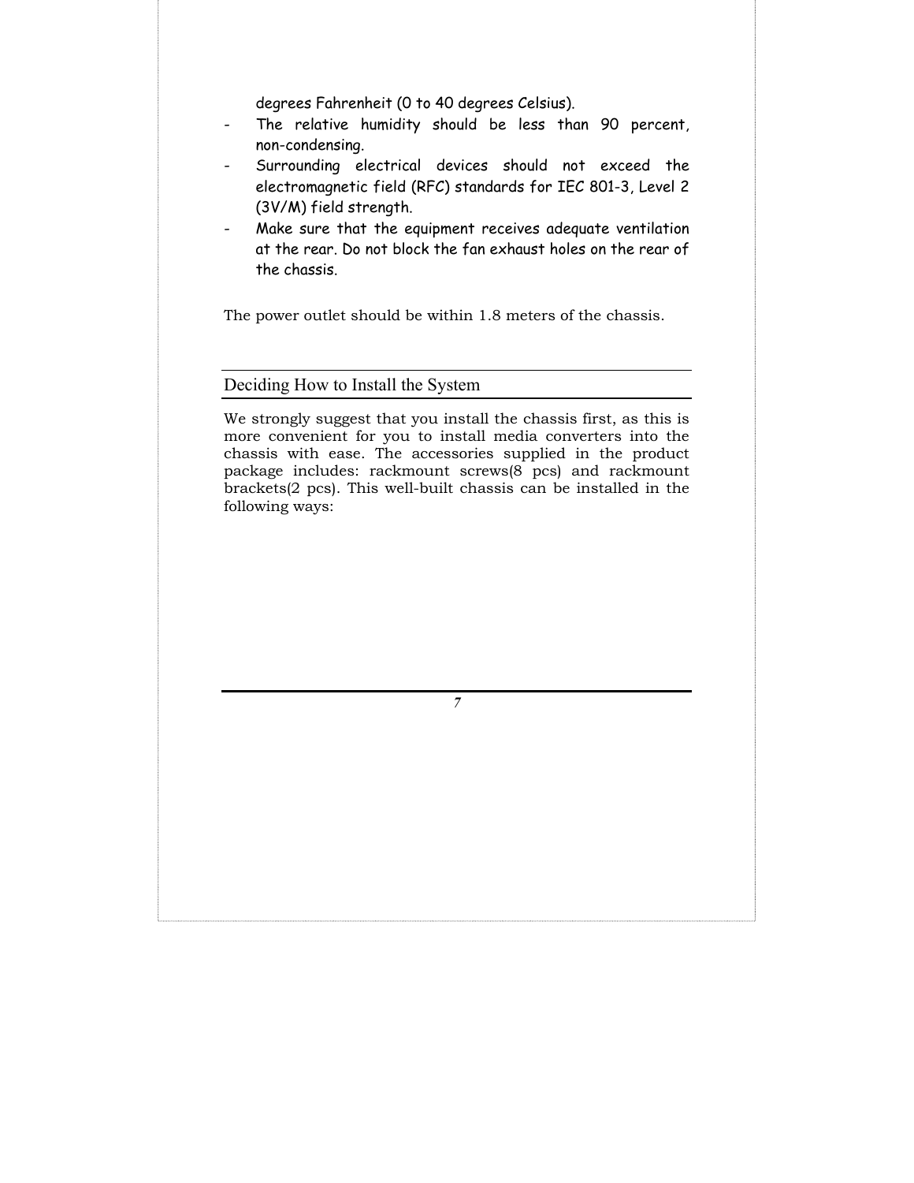degrees Fahrenheit (0 to 40 degrees Celsius).

- The relative humidity should be less than 90 percent, non-condensing.
- Surrounding electrical devices should not exceed the electromagnetic field (RFC) standards for IEC 801-3, Level 2 (3V/M) field strength.
- Make sure that the equipment receives adequate ventilation at the rear. Do not block the fan exhaust holes on the rear of the chassis.

The power outlet should be within 1.8 meters of the chassis.

## Deciding How to Install the System

We strongly suggest that you install the chassis first, as this is more convenient for you to install media converters into the chassis with ease. The accessories supplied in the product package includes: rackmount screws(8 pcs) and rackmount brackets(2 pcs). This well-built chassis can be installed in the following ways: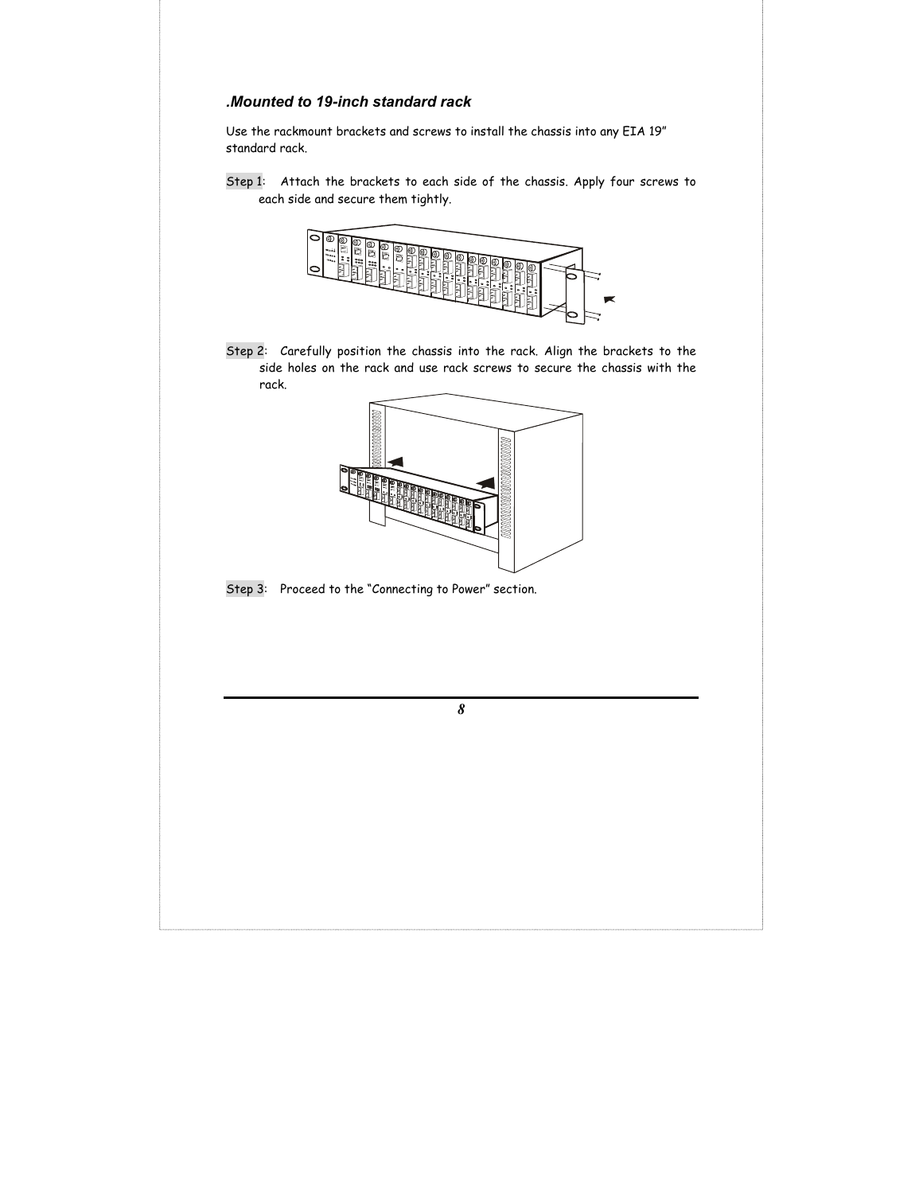### *.Mounted to 19-inch standard rack*

Use the rackmount brackets and screws to install the chassis into any EIA 19" standard rack.

Step 1: Attach the brackets to each side of the chassis. Apply four screws to each side and secure them tightly.

Step 2: Carefully position the chassis into the rack. Align the brackets to the side holes on the rack and use rack screws to secure the chassis with the rack.

Step 3: Proceed to the "Connecting to Power" section.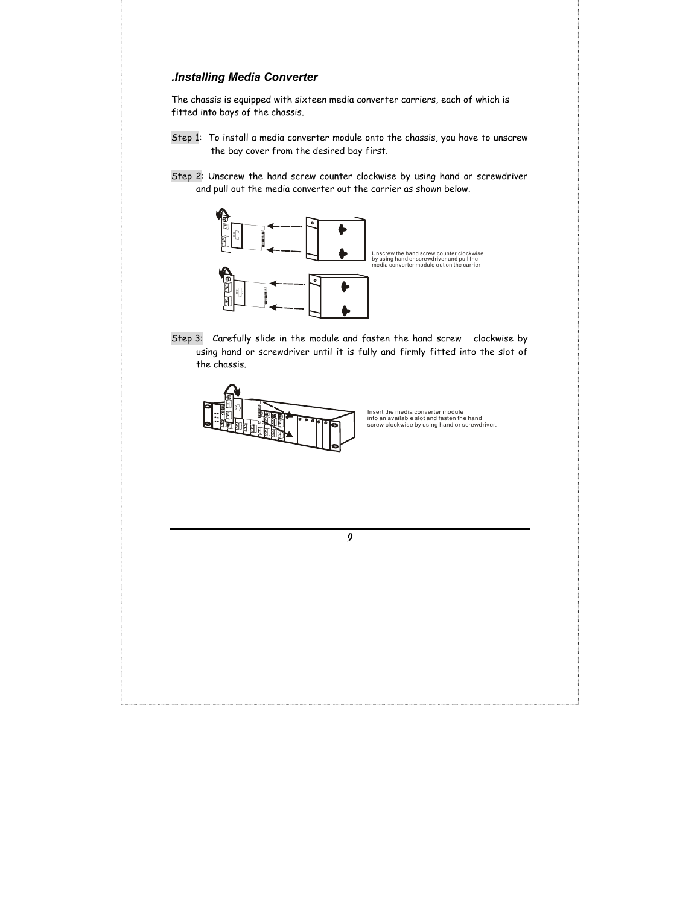### .Installing Media Converter

The chassis is equipped with sixteen media converter carriers, each of which is fitted into bays of the chassis.

Step 1: To install a media converter module onto the chassis, you have to unscrew the bay cover from the desired bay first.

Step 2: Unscrew the hand screw counter clockwise by using hand or screwdriver and pull out the media converter out the carrier as shown below.

Unscrew the hand screw counter clockwise by using hand or screwdriver and pull the media converter module out on the carrier

Step 3: Carefully slide in the module and fasten the hand screw clockwise by using hand or screwdriver until it is fully and firmly fitted into the slot of the chassis.

Insert the media converter module into an available slot and fasten the hand screw clockwise by using hand or screwdriver.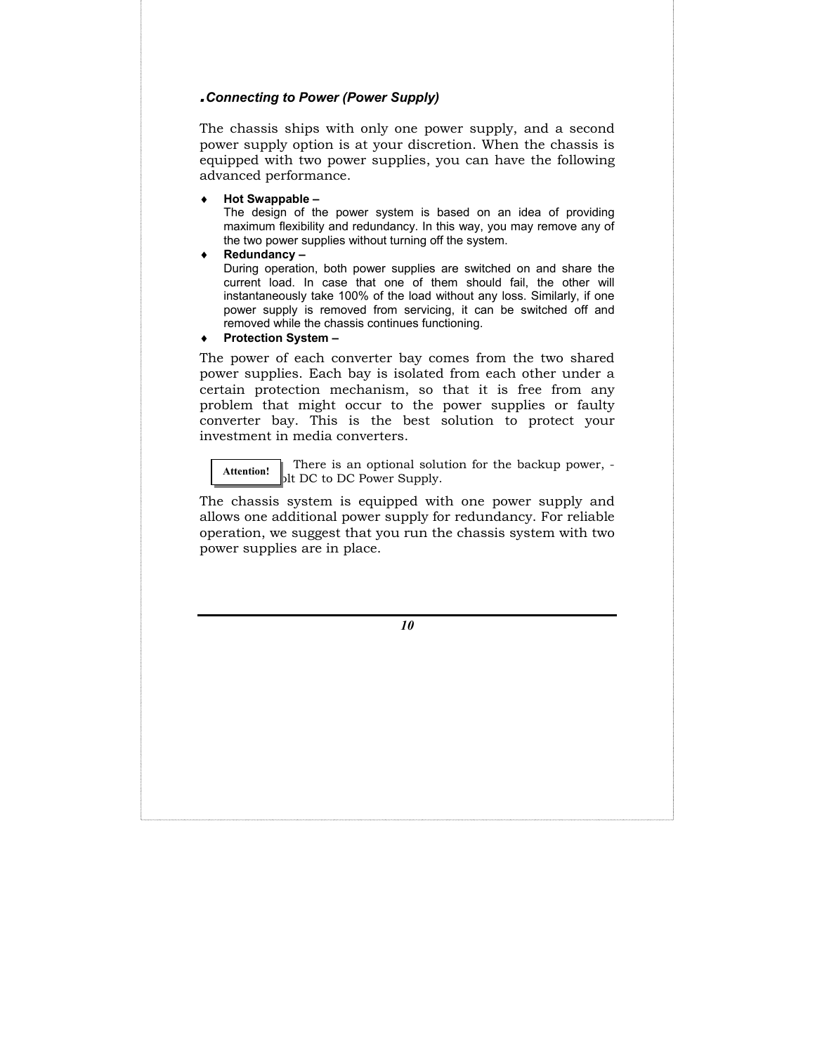### *Connecting to Power (Power Supply)*

The chassis ships with only one power supply, and a second power supply option is at your discretion. When the chassis is equipped with two power supplies, you can have the following advanced performance.

- **Hot Swappable –**
  The design of the power system is based on an idea of providing maximum flexibility and redundancy. In this way, you may remove any of the two power supplies without turning off the system.
- **Redundancy –**
  During operation, both power supplies are switched on and share the current load. In case that one of them should fail, the other will instantaneously take 100% of the load without any loss. Similarly, if one power supply is removed from servicing, it can be switched off and removed while the chassis continues functioning.
- **Protection System –**

The power of each converter bay comes from the two shared power supplies. Each bay is isolated from each other under a certain protection mechanism, so that it is free from any problem that might occur to the power supplies or faulty converter bay. This is the best solution to protect your investment in media converters.

**Attention!** There is an optional solution for the backup power, -olt DC to DC Power Supply.

The chassis system is equipped with one power supply and allows one additional power supply for redundancy. For reliable operation, we suggest that you run the chassis system with two power supplies are in place.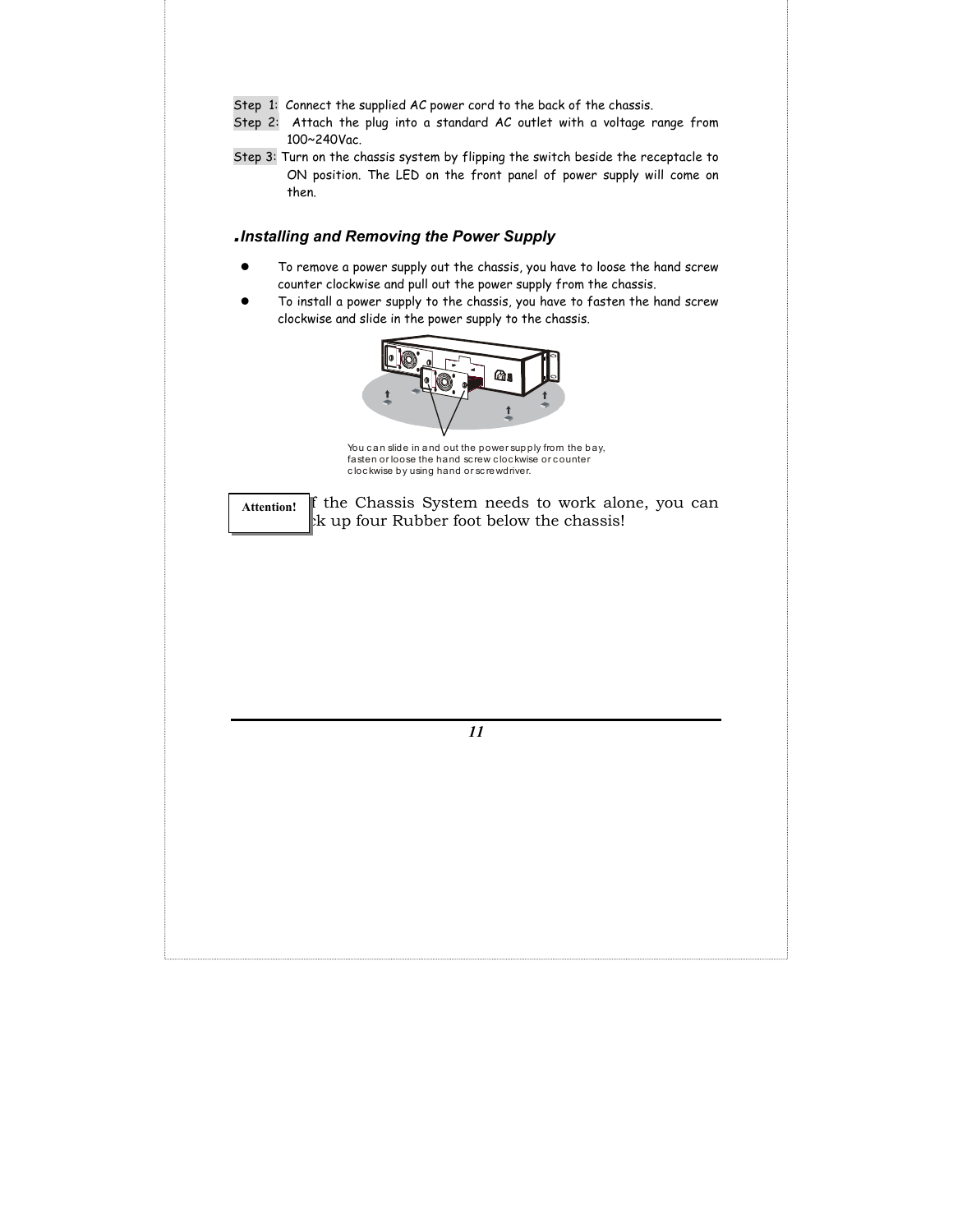Step 1: Connect the supplied AC power cord to the back of the chassis.

Step 2: Attach the plug into a standard AC outlet with a voltage range from 100~240Vac.

Step 3: Turn on the chassis system by flipping the switch beside the receptacle to ON position. The LED on the front panel of power supply will come on then.

### *Installing and Removing the Power Supply*

- To remove a power supply out the chassis, you have to loose the hand screw counter clockwise and pull out the power supply from the chassis.
- To install a power supply to the chassis, you have to fasten the hand screw clockwise and slide in the power supply to the chassis.

You can slide in and out the power supply from the bay, fasten or loose the hand screw clockwise or counter clockwise by using hand or screwdriver.

**Attention!** If the Chassis System needs to work alone, you can stick up four Rubber foot below the chassis!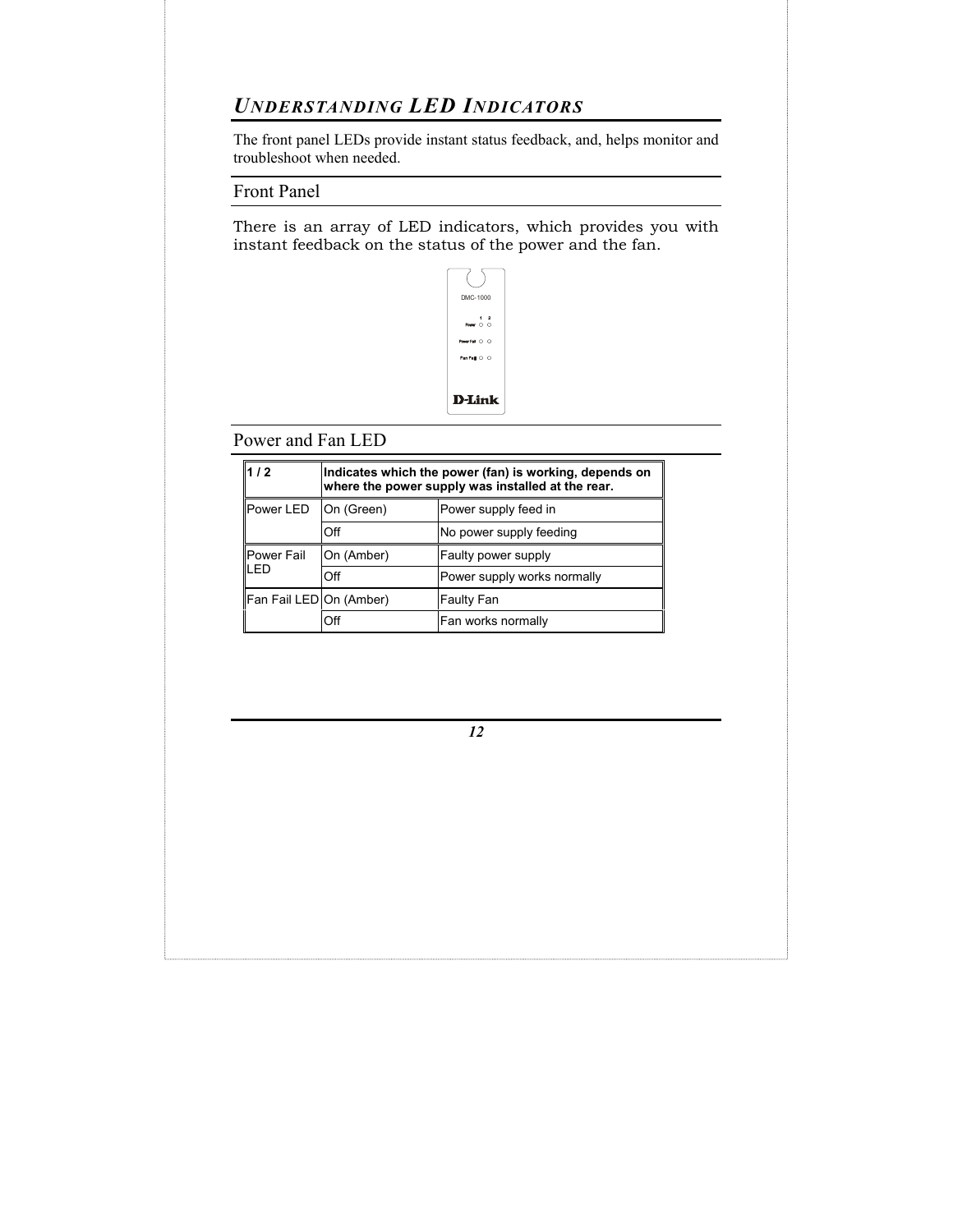## *UNDERSTANDING LED INDICATORS*

The front panel LEDs provide instant status feedback, and, helps monitor and troubleshoot when needed.

### Front Panel

There is an array of LED indicators, which provides you with instant feedback on the status of the power and the fan.

### Power and Fan LED

| **1 / 2** | **Indicates which the power (fan) is working, depends on where the power supply was installed at the rear.** | |
|---|---|---|
| Power LED | On (Green) | Power supply feed in |
| | Off | No power supply feeding |
| Power Fail LED | On (Amber) | Faulty power supply |
| | Off | Power supply works normally |
| Fan Fail LED | On (Amber) | Faulty Fan |
| | Off | Fan works normally |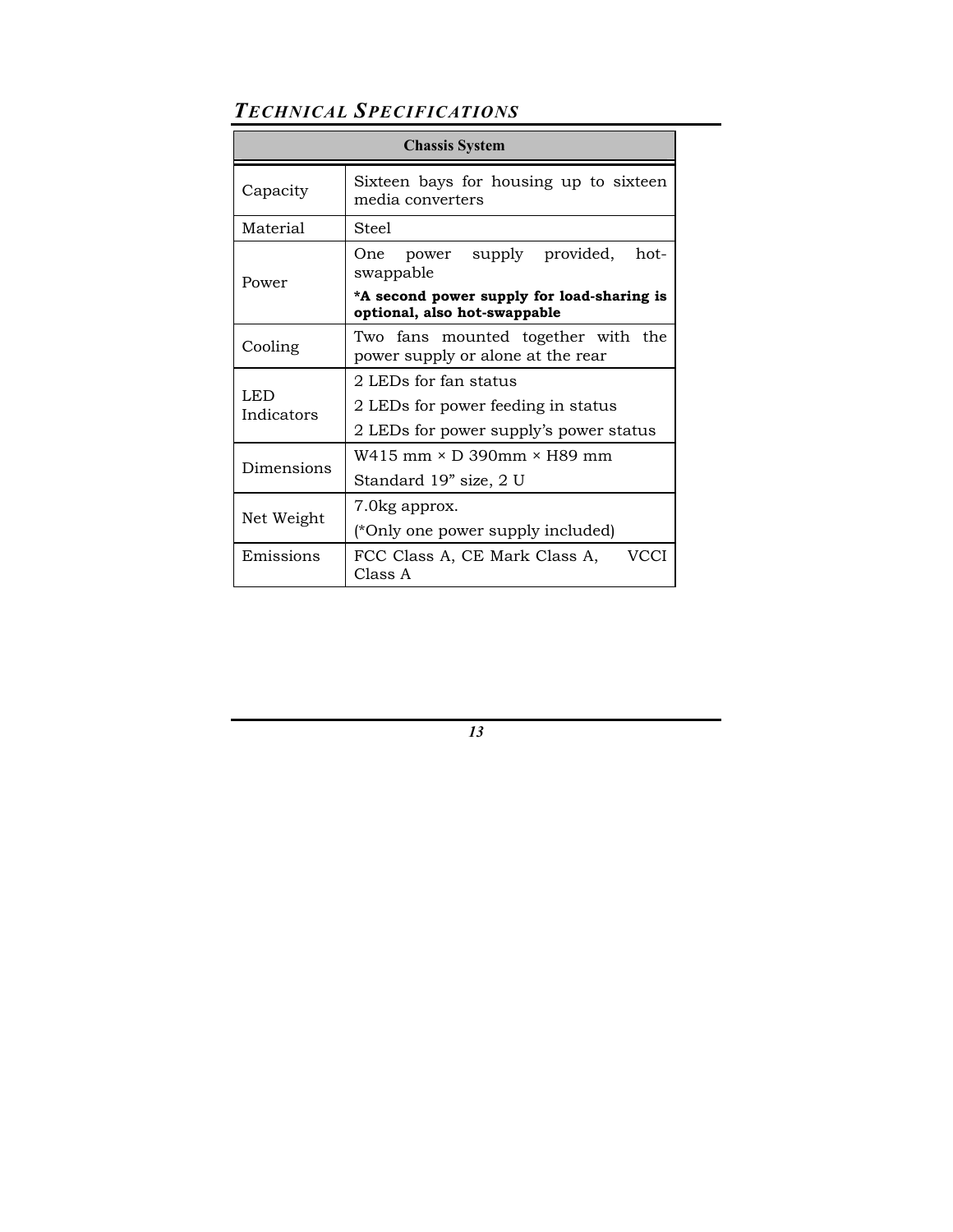## TECHNICAL SPECIFICATIONS

| Chassis System | |
|---|---|
| Capacity | Sixteen bays for housing up to sixteen media converters |
| Material | Steel |
| Power | One power supply provided, hot-swappable<br>**\*A second power supply for load-sharing is optional, also hot-swappable** |
| Cooling | Two fans mounted together with the power supply or alone at the rear |
| LED Indicators | 2 LEDs for fan status<br>2 LEDs for power feeding in status<br>2 LEDs for power supply's power status |
| Dimensions | W415 mm × D 390mm × H89 mm<br>Standard 19" size, 2 U |
| Net Weight | 7.0kg approx.<br>(*Only one power supply included) |
| Emissions | FCC Class A, CE Mark Class A, VCCI Class A |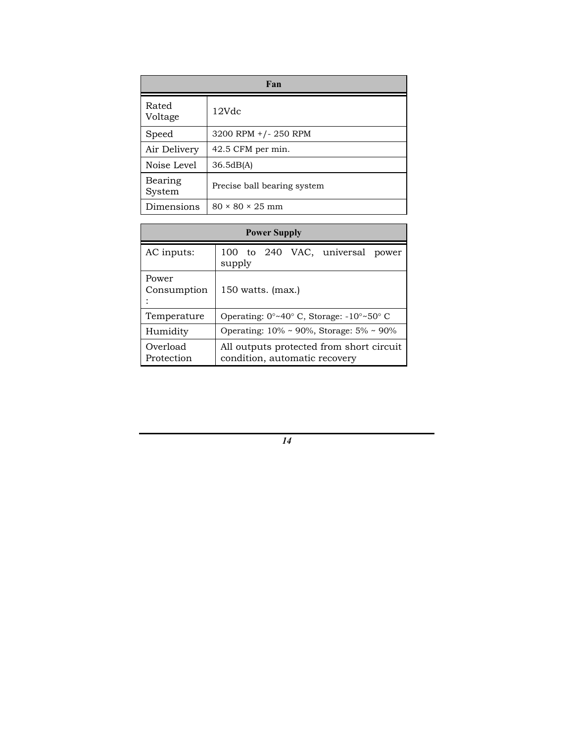| Fan | |
|---|---|
| Rated Voltage | 12Vdc |
| Speed | 3200 RPM +/- 250 RPM |
| Air Delivery | 42.5 CFM per min. |
| Noise Level | 36.5dB(A) |
| Bearing System | Precise ball bearing system |
| Dimensions | 80 × 80 × 25 mm |

| Power Supply | |
|---|---|
| AC inputs: | 100 to 240 VAC, universal power supply |
| Power Consumption: | 150 watts. (max.) |
| Temperature | Operating: 0°~40° C, Storage: -10°~50° C |
| Humidity | Operating: 10% ~ 90%, Storage: 5% ~ 90% |
| Overload Protection | All outputs protected from short circuit condition, automatic recovery |